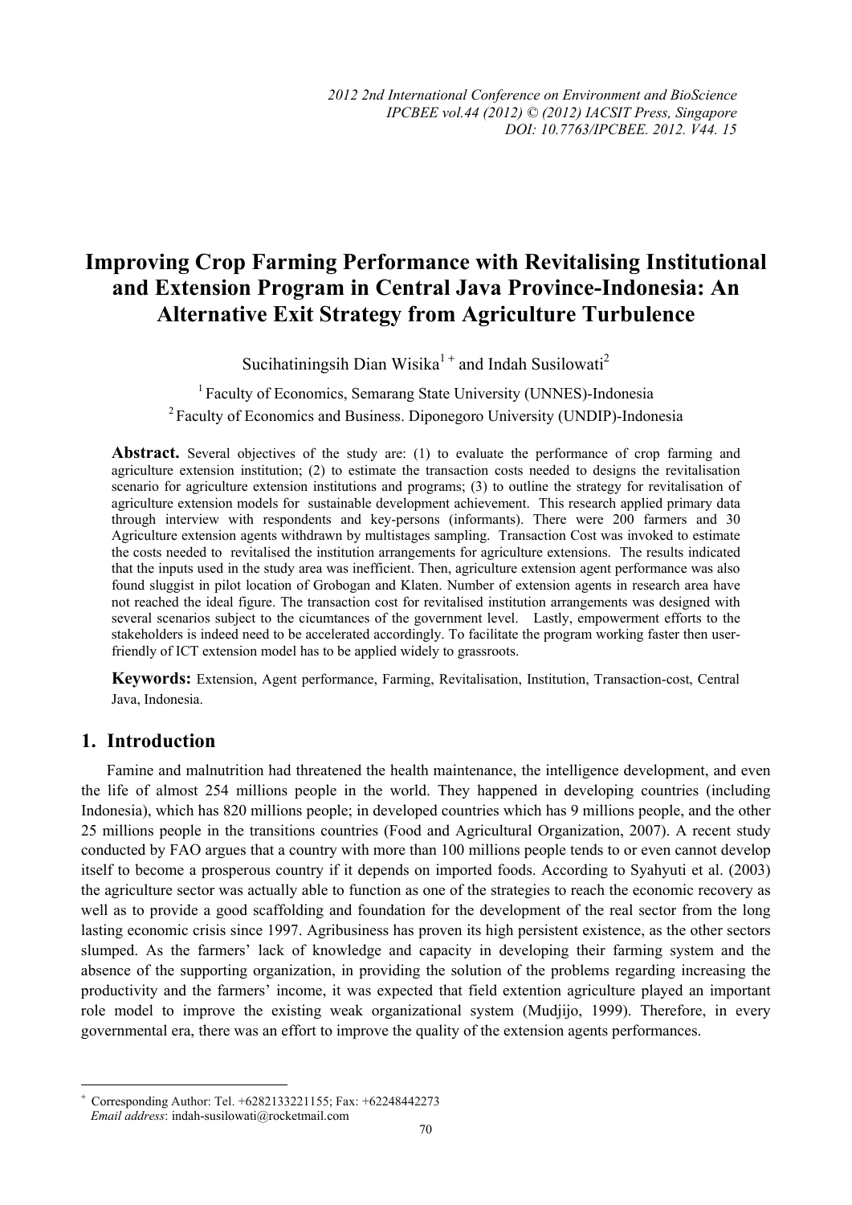# Improving Crop Farming Performance with Revitalising Institutional and Extension Program in Central Java Province-Indonesia: An Alternative Exit Strategy from Agriculture Turbulence

Sucihatiningsih Dian Wisika[1 +] and Indah Susilowati[2]

[1] Faculty of Economics, Semarang State University (UNNES)-Indonesia

[2] Faculty of Economics and Business. Diponegoro University (UNDIP)-Indonesia

**Abstract.** Several objectives of the study are: (1) to evaluate the performance of crop farming and agriculture extension institution; (2) to estimate the transaction costs needed to designs the revitalisation scenario for agriculture extension institutions and programs; (3) to outline the strategy for revitalisation of agriculture extension models for sustainable development achievement. This research applied primary data through interview with respondents and key-persons (informants). There were 200 farmers and 30 Agriculture extension agents withdrawn by multistages sampling. Transaction Cost was invoked to estimate the costs needed to revitalised the institution arrangements for agriculture extensions. The results indicated that the inputs used in the study area was inefficient. Then, agriculture extension agent performance was also found sluggist in pilot location of Grobogan and Klaten. Number of extension agents in research area have not reached the ideal figure. The transaction cost for revitalised institution arrangements was designed with several scenarios subject to the cicumtances of the government level. Lastly, empowerment efforts to the stakeholders is indeed need to be accelerated accordingly. To facilitate the program working faster then user-friendly of ICT extension model has to be applied widely to grassroots.

**Keywords:** Extension, Agent performance, Farming, Revitalisation, Institution, Transaction-cost, Central Java, Indonesia.

## 1. Introduction

Famine and malnutrition had threatened the health maintenance, the intelligence development, and even the life of almost 254 millions people in the world. They happened in developing countries (including Indonesia), which has 820 millions people; in developed countries which has 9 millions people, and the other 25 millions people in the transitions countries (Food and Agricultural Organization, 2007). A recent study conducted by FAO argues that a country with more than 100 millions people tends to or even cannot develop itself to become a prosperous country if it depends on imported foods. According to Syahyuti et al. (2003) the agriculture sector was actually able to function as one of the strategies to reach the economic recovery as well as to provide a good scaffolding and foundation for the development of the real sector from the long lasting economic crisis since 1997. Agribusiness has proven its high persistent existence, as the other sectors slumped. As the farmers' lack of knowledge and capacity in developing their farming system and the absence of the supporting organization, in providing the solution of the problems regarding increasing the productivity and the farmers' income, it was expected that field extention agriculture played an important role model to improve the existing weak organizational system (Mudjijo, 1999). Therefore, in every governmental era, there was an effort to improve the quality of the extension agents performances.

---

[+] Corresponding Author: Tel. +6282133221155; Fax: +62248442273
*Email address*: indah-susilowati@rocketmail.com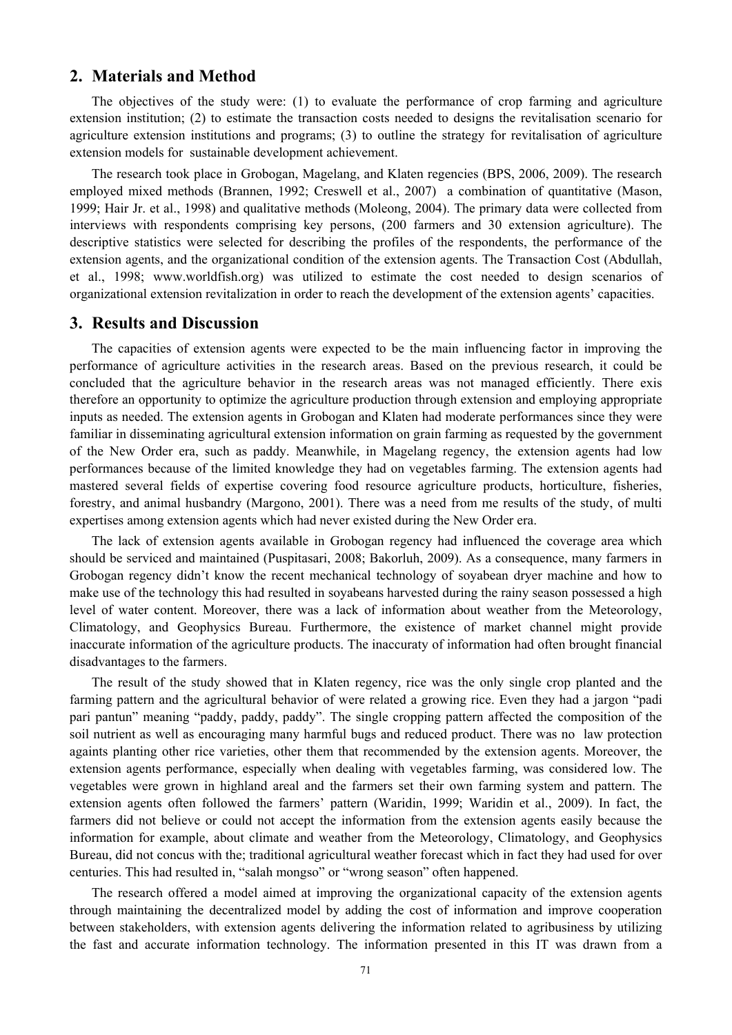## 2. Materials and Method

The objectives of the study were: (1) to evaluate the performance of crop farming and agriculture extension institution; (2) to estimate the transaction costs needed to designs the revitalisation scenario for agriculture extension institutions and programs; (3) to outline the strategy for revitalisation of agriculture extension models for sustainable development achievement.

The research took place in Grobogan, Magelang, and Klaten regencies (BPS, 2006, 2009). The research employed mixed methods (Brannen, 1992; Creswell et al., 2007) a combination of quantitative (Mason, 1999; Hair Jr. et al., 1998) and qualitative methods (Moleong, 2004). The primary data were collected from interviews with respondents comprising key persons, (200 farmers and 30 extension agriculture). The descriptive statistics were selected for describing the profiles of the respondents, the performance of the extension agents, and the organizational condition of the extension agents. The Transaction Cost (Abdullah, et al., 1998; www.worldfish.org) was utilized to estimate the cost needed to design scenarios of organizational extension revitalization in order to reach the development of the extension agents' capacities.

## 3. Results and Discussion

The capacities of extension agents were expected to be the main influencing factor in improving the performance of agriculture activities in the research areas. Based on the previous research, it could be concluded that the agriculture behavior in the research areas was not managed efficiently. There exis therefore an opportunity to optimize the agriculture production through extension and employing appropriate inputs as needed. The extension agents in Grobogan and Klaten had moderate performances since they were familiar in disseminating agricultural extension information on grain farming as requested by the government of the New Order era, such as paddy. Meanwhile, in Magelang regency, the extension agents had low performances because of the limited knowledge they had on vegetables farming. The extension agents had mastered several fields of expertise covering food resource agriculture products, horticulture, fisheries, forestry, and animal husbandry (Margono, 2001). There was a need from me results of the study, of multi expertises among extension agents which had never existed during the New Order era.

The lack of extension agents available in Grobogan regency had influenced the coverage area which should be serviced and maintained (Puspitasari, 2008; Bakorluh, 2009). As a consequence, many farmers in Grobogan regency didn't know the recent mechanical technology of soyabean dryer machine and how to make use of the technology this had resulted in soyabeans harvested during the rainy season possessed a high level of water content. Moreover, there was a lack of information about weather from the Meteorology, Climatology, and Geophysics Bureau. Furthermore, the existence of market channel might provide inaccurate information of the agriculture products. The inaccuraty of information had often brought financial disadvantages to the farmers.

The result of the study showed that in Klaten regency, rice was the only single crop planted and the farming pattern and the agricultural behavior of were related a growing rice. Even they had a jargon "padi pari pantun" meaning "paddy, paddy, paddy". The single cropping pattern affected the composition of the soil nutrient as well as encouraging many harmful bugs and reduced product. There was no law protection againts planting other rice varieties, other them that recommended by the extension agents. Moreover, the extension agents performance, especially when dealing with vegetables farming, was considered low. The vegetables were grown in highland areal and the farmers set their own farming system and pattern. The extension agents often followed the farmers' pattern (Waridin, 1999; Waridin et al., 2009). In fact, the farmers did not believe or could not accept the information from the extension agents easily because the information for example, about climate and weather from the Meteorology, Climatology, and Geophysics Bureau, did not concus with the; traditional agricultural weather forecast which in fact they had used for over centuries. This had resulted in, "salah mongso" or "wrong season" often happened.

The research offered a model aimed at improving the organizational capacity of the extension agents through maintaining the decentralized model by adding the cost of information and improve cooperation between stakeholders, with extension agents delivering the information related to agribusiness by utilizing the fast and accurate information technology. The information presented in this IT was drawn from a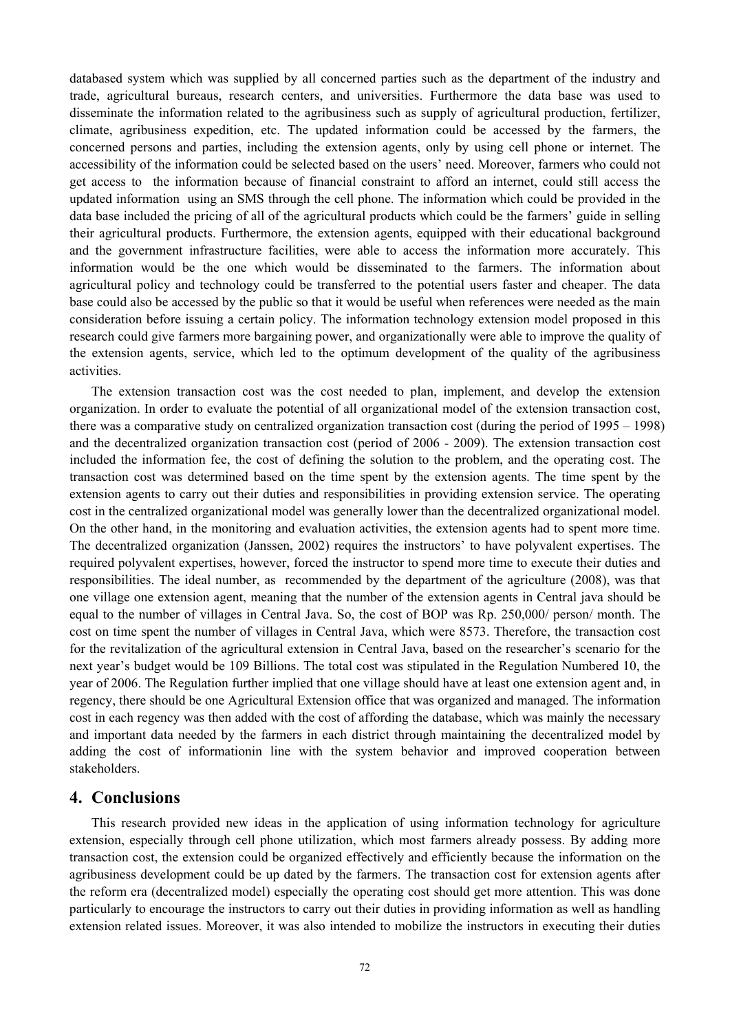databased system which was supplied by all concerned parties such as the department of the industry and trade, agricultural bureaus, research centers, and universities. Furthermore the data base was used to disseminate the information related to the agribusiness such as supply of agricultural production, fertilizer, climate, agribusiness expedition, etc. The updated information could be accessed by the farmers, the concerned persons and parties, including the extension agents, only by using cell phone or internet. The accessibility of the information could be selected based on the users' need. Moreover, farmers who could not get access to the information because of financial constraint to afford an internet, could still access the updated information using an SMS through the cell phone. The information which could be provided in the data base included the pricing of all of the agricultural products which could be the farmers' guide in selling their agricultural products. Furthermore, the extension agents, equipped with their educational background and the government infrastructure facilities, were able to access the information more accurately. This information would be the one which would be disseminated to the farmers. The information about agricultural policy and technology could be transferred to the potential users faster and cheaper. The data base could also be accessed by the public so that it would be useful when references were needed as the main consideration before issuing a certain policy. The information technology extension model proposed in this research could give farmers more bargaining power, and organizationally were able to improve the quality of the extension agents, service, which led to the optimum development of the quality of the agribusiness activities.

The extension transaction cost was the cost needed to plan, implement, and develop the extension organization. In order to evaluate the potential of all organizational model of the extension transaction cost, there was a comparative study on centralized organization transaction cost (during the period of 1995 – 1998) and the decentralized organization transaction cost (period of 2006 - 2009). The extension transaction cost included the information fee, the cost of defining the solution to the problem, and the operating cost. The transaction cost was determined based on the time spent by the extension agents. The time spent by the extension agents to carry out their duties and responsibilities in providing extension service. The operating cost in the centralized organizational model was generally lower than the decentralized organizational model. On the other hand, in the monitoring and evaluation activities, the extension agents had to spent more time. The decentralized organization (Janssen, 2002) requires the instructors' to have polyvalent expertises. The required polyvalent expertises, however, forced the instructor to spend more time to execute their duties and responsibilities. The ideal number, as recommended by the department of the agriculture (2008), was that one village one extension agent, meaning that the number of the extension agents in Central java should be equal to the number of villages in Central Java. So, the cost of BOP was Rp. 250,000/ person/ month. The cost on time spent the number of villages in Central Java, which were 8573. Therefore, the transaction cost for the revitalization of the agricultural extension in Central Java, based on the researcher's scenario for the next year's budget would be 109 Billions. The total cost was stipulated in the Regulation Numbered 10, the year of 2006. The Regulation further implied that one village should have at least one extension agent and, in regency, there should be one Agricultural Extension office that was organized and managed. The information cost in each regency was then added with the cost of affording the database, which was mainly the necessary and important data needed by the farmers in each district through maintaining the decentralized model by adding the cost of informationin line with the system behavior and improved cooperation between stakeholders.

## 4. Conclusions

This research provided new ideas in the application of using information technology for agriculture extension, especially through cell phone utilization, which most farmers already possess. By adding more transaction cost, the extension could be organized effectively and efficiently because the information on the agribusiness development could be up dated by the farmers. The transaction cost for extension agents after the reform era (decentralized model) especially the operating cost should get more attention. This was done particularly to encourage the instructors to carry out their duties in providing information as well as handling extension related issues. Moreover, it was also intended to mobilize the instructors in executing their duties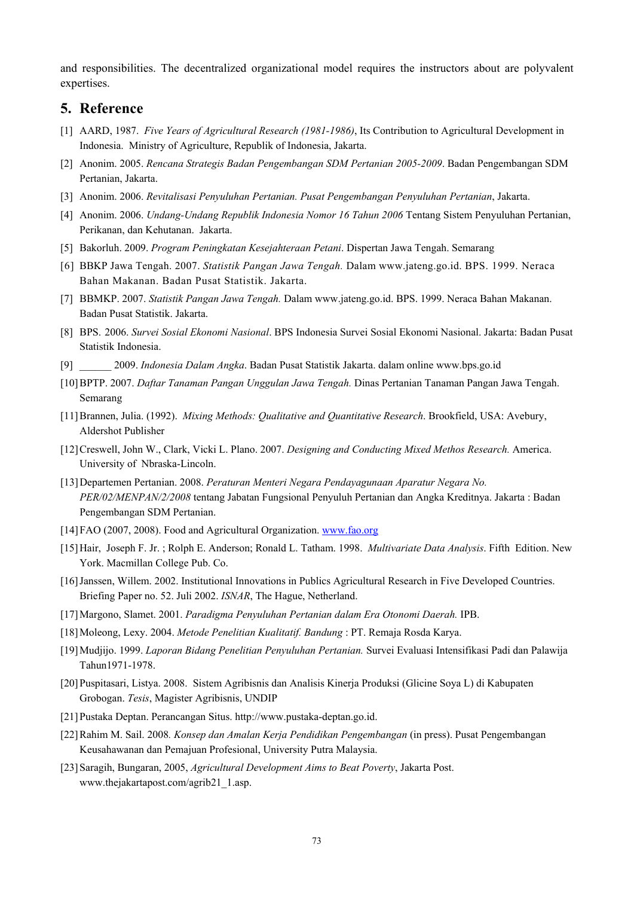and responsibilities. The decentralized organizational model requires the instructors about are polyvalent expertises.

## 5. Reference

[1] AARD, 1987. *Five Years of Agricultural Research (1981-1986)*, Its Contribution to Agricultural Development in Indonesia. Ministry of Agriculture, Republik of Indonesia, Jakarta.

[2] Anonim. 2005. *Rencana Strategis Badan Pengembangan SDM Pertanian 2005-2009*. Badan Pengembangan SDM Pertanian, Jakarta.

[3] Anonim. 2006. *Revitalisasi Penyuluhan Pertanian. Pusat Pengembangan Penyuluhan Pertanian*, Jakarta.

[4] Anonim. 2006. *Undang-Undang Republik Indonesia Nomor 16 Tahun 2006* Tentang Sistem Penyuluhan Pertanian, Perikanan, dan Kehutanan. Jakarta.

[5] Bakorluh. 2009. *Program Peningkatan Kesejahteraan Petani*. Dispertan Jawa Tengah. Semarang

[6] BBKP Jawa Tengah. 2007. *Statistik Pangan Jawa Tengah.* Dalam www.jateng.go.id. BPS. 1999. Neraca Bahan Makanan. Badan Pusat Statistik. Jakarta.

[7] BBMKP. 2007. *Statistik Pangan Jawa Tengah.* Dalam www.jateng.go.id. BPS. 1999. Neraca Bahan Makanan. Badan Pusat Statistik. Jakarta.

[8] BPS. 2006. *Survei Sosial Ekonomi Nasional*. BPS Indonesia Survei Sosial Ekonomi Nasional. Jakarta: Badan Pusat Statistik Indonesia.

[9] ______ 2009. *Indonesia Dalam Angka*. Badan Pusat Statistik Jakarta. dalam online www.bps.go.id

[10] BPTP. 2007. *Daftar Tanaman Pangan Unggulan Jawa Tengah.* Dinas Pertanian Tanaman Pangan Jawa Tengah. Semarang

[11] Brannen, Julia. (1992). *Mixing Methods: Qualitative and Quantitative Research*. Brookfield, USA: Avebury, Aldershot Publisher

[12] Creswell, John W., Clark, Vicki L. Plano. 2007. *Designing and Conducting Mixed Methos Research.* America. University of Nbraska-Lincoln.

[13] Departemen Pertanian. 2008. *Peraturan Menteri Negara Pendayagunaan Aparatur Negara No. PER/02/MENPAN/2/2008* tentang Jabatan Fungsional Penyuluh Pertanian dan Angka Kreditnya. Jakarta : Badan Pengembangan SDM Pertanian.

[14] FAO (2007, 2008). Food and Agricultural Organization. [www.fao.org](http://www.fao.org)

[15] Hair, Joseph F. Jr. ; Rolph E. Anderson; Ronald L. Tatham. 1998. *Multivariate Data Analysis*. Fifth Edition. New York. Macmillan College Pub. Co.

[16] Janssen, Willem. 2002. Institutional Innovations in Publics Agricultural Research in Five Developed Countries. Briefing Paper no. 52. Juli 2002. *ISNAR*, The Hague, Netherland.

[17] Margono, Slamet. 2001. *Paradigma Penyuluhan Pertanian dalam Era Otonomi Daerah.* IPB.

[18] Moleong, Lexy. 2004. *Metode Penelitian Kualitatif. Bandung* : PT. Remaja Rosda Karya.

[19] Mudjijo. 1999. *Laporan Bidang Penelitian Penyuluhan Pertanian.* Survei Evaluasi Intensifikasi Padi dan Palawija Tahun1971-1978.

[20] Puspitasari, Listya. 2008. Sistem Agribisnis dan Analisis Kinerja Produksi (Glicine Soya L) di Kabupaten Grobogan. *Tesis*, Magister Agribisnis, UNDIP

[21] Pustaka Deptan. Perancangan Situs. http://www.pustaka-deptan.go.id.

[22] Rahim M. Sail. 2008. *Konsep dan Amalan Kerja Pendidikan Pengembangan* (in press). Pusat Pengembangan Keusahawanan dan Pemajuan Profesional, University Putra Malaysia.

[23] Saragih, Bungaran, 2005, *Agricultural Development Aims to Beat Poverty*, Jakarta Post. www.thejakartapost.com/agrib21_1.asp.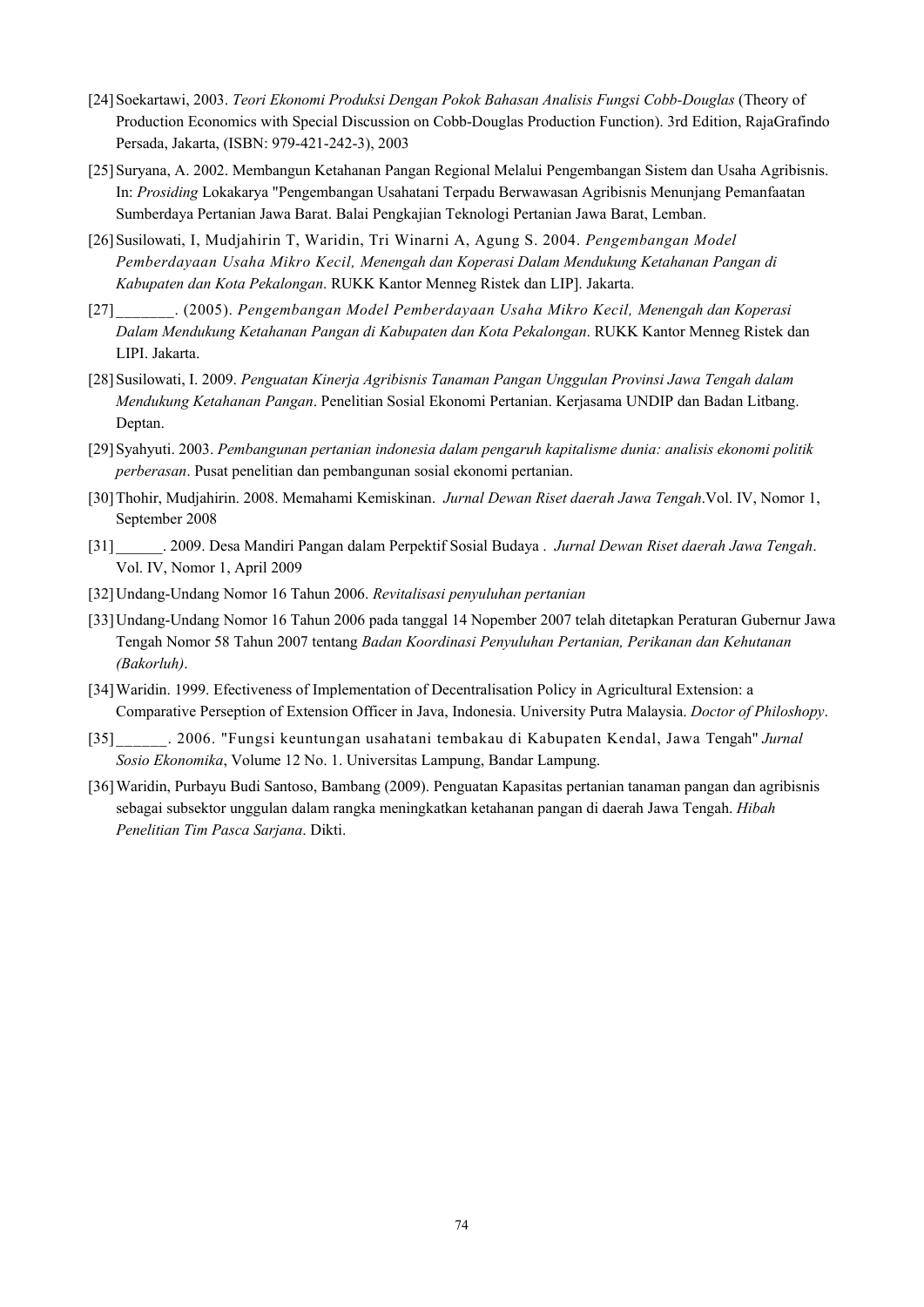[24] Soekartawi, 2003. *Teori Ekonomi Produksi Dengan Pokok Bahasan Analisis Fungsi Cobb-Douglas* (Theory of Production Economics with Special Discussion on Cobb-Douglas Production Function). 3rd Edition, RajaGrafindo Persada, Jakarta, (ISBN: 979-421-242-3), 2003

[25] Suryana, A. 2002. Membangun Ketahanan Pangan Regional Melalui Pengembangan Sistem dan Usaha Agribisnis. In: *Prosiding* Lokakarya "Pengembangan Usahatani Terpadu Berwawasan Agribisnis Menunjang Pemanfaatan Sumberdaya Pertanian Jawa Barat. Balai Pengkajian Teknologi Pertanian Jawa Barat, Lemban.

[26] Susilowati, I, Mudjahirin T, Waridin, Tri Winarni A, Agung S. 2004. *Pengembangan Model Pemberdayaan Usaha Mikro Kecil, Menengah dan Koperasi Dalam Mendukung Ketahanan Pangan di Kabupaten dan Kota Pekalongan*. RUKK Kantor Menneg Ristek dan LIP]. Jakarta.

[27] _______. (2005). *Pengembangan Model Pemberdayaan Usaha Mikro Kecil, Menengah dan Koperasi Dalam Mendukung Ketahanan Pangan di Kabupaten dan Kota Pekalongan*. RUKK Kantor Menneg Ristek dan LIPI. Jakarta.

[28] Susilowati, I. 2009. *Penguatan Kinerja Agribisnis Tanaman Pangan Unggulan Provinsi Jawa Tengah dalam Mendukung Ketahanan Pangan*. Penelitian Sosial Ekonomi Pertanian. Kerjasama UNDIP dan Badan Litbang. Deptan.

[29] Syahyuti. 2003. *Pembangunan pertanian indonesia dalam pengaruh kapitalisme dunia: analisis ekonomi politik perberasan*. Pusat penelitian dan pembangunan sosial ekonomi pertanian.

[30] Thohir, Mudjahirin. 2008. Memahami Kemiskinan. *Jurnal Dewan Riset daerah Jawa Tengah*.Vol. IV, Nomor 1, September 2008

[31] ______. 2009. Desa Mandiri Pangan dalam Perpektif Sosial Budaya . *Jurnal Dewan Riset daerah Jawa Tengah*. Vol. IV, Nomor 1, April 2009

[32] Undang-Undang Nomor 16 Tahun 2006. *Revitalisasi penyuluhan pertanian*

[33] Undang-Undang Nomor 16 Tahun 2006 pada tanggal 14 Nopember 2007 telah ditetapkan Peraturan Gubernur Jawa Tengah Nomor 58 Tahun 2007 tentang *Badan Koordinasi Penyuluhan Pertanian, Perikanan dan Kehutanan (Bakorluh)*.

[34] Waridin. 1999. Efectiveness of Implementation of Decentralisation Policy in Agricultural Extension: a Comparative Perseption of Extension Officer in Java, Indonesia. University Putra Malaysia. *Doctor of Philoshopy*.

[35] ______. 2006. "Fungsi keuntungan usahatani tembakau di Kabupaten Kendal, Jawa Tengah" *Jurnal Sosio Ekonomika*, Volume 12 No. 1. Universitas Lampung, Bandar Lampung.

[36] Waridin, Purbayu Budi Santoso, Bambang (2009). Penguatan Kapasitas pertanian tanaman pangan dan agribisnis sebagai subsektor unggulan dalam rangka meningkatkan ketahanan pangan di daerah Jawa Tengah. *Hibah Penelitian Tim Pasca Sarjana*. Dikti.